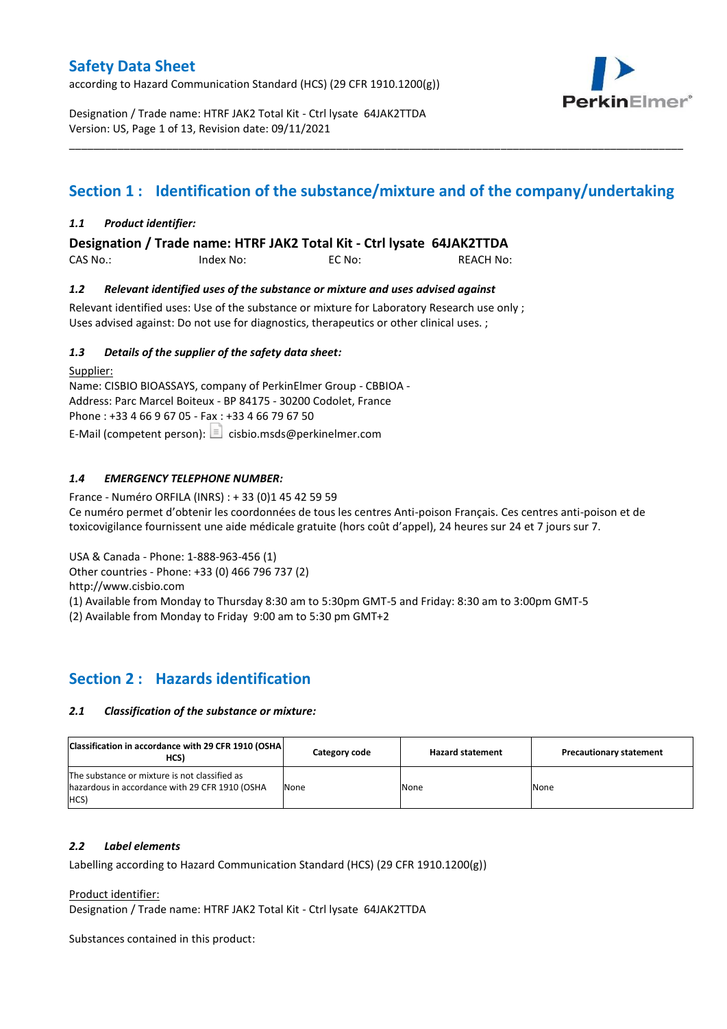# Safety Data Sheet

according to Hazard Communication Standard (HCS) (29 CFR 1910.1200(g))

Designation / Trade name: HTRF JAK2 Total Kit - Ctrl lysate 64JAK2TTDA
Version: US, Page 1 of 13, Revision date: 09/11/2021

## Section 1 : Identification of the substance/mixture and of the company/undertaking

### *1.1 Product identifier:*

**Designation / Trade name: HTRF JAK2 Total Kit - Ctrl lysate 64JAK2TTDA**

CAS No.: Index No: EC No: REACH No:

### *1.2 Relevant identified uses of the substance or mixture and uses advised against*

Relevant identified uses: Use of the substance or mixture for Laboratory Research use only ;
Uses advised against: Do not use for diagnostics, therapeutics or other clinical uses. ;

### *1.3 Details of the supplier of the safety data sheet:*

Supplier:
Name: CISBIO BIOASSAYS, company of PerkinElmer Group - CBBIOA -
Address: Parc Marcel Boiteux - BP 84175 - 30200 Codolet, France
Phone : +33 4 66 9 67 05 - Fax : +33 4 66 79 67 50
E-Mail (competent person): cisbio.msds@perkinelmer.com

### *1.4 EMERGENCY TELEPHONE NUMBER:*

France - Numéro ORFILA (INRS) : + 33 (0)1 45 42 59 59
Ce numéro permet d'obtenir les coordonnées de tous les centres Anti-poison Français. Ces centres anti-poison et de toxicovigilance fournissent une aide médicale gratuite (hors coût d'appel), 24 heures sur 24 et 7 jours sur 7.

USA & Canada - Phone: 1-888-963-456 (1)
Other countries - Phone: +33 (0) 466 796 737 (2)
http://www.cisbio.com
(1) Available from Monday to Thursday 8:30 am to 5:30pm GMT-5 and Friday: 8:30 am to 3:00pm GMT-5
(2) Available from Monday to Friday 9:00 am to 5:30 pm GMT+2

## Section 2 : Hazards identification

### *2.1 Classification of the substance or mixture:*

| Classification in accordance with 29 CFR 1910 (OSHA HCS) | Category code | Hazard statement | Precautionary statement |
|---|---|---|---|
| The substance or mixture is not classified as hazardous in accordance with 29 CFR 1910 (OSHA HCS) | None | None | None |

### *2.2 Label elements*

Labelling according to Hazard Communication Standard (HCS) (29 CFR 1910.1200(g))

Product identifier:
Designation / Trade name: HTRF JAK2 Total Kit - Ctrl lysate 64JAK2TTDA

Substances contained in this product: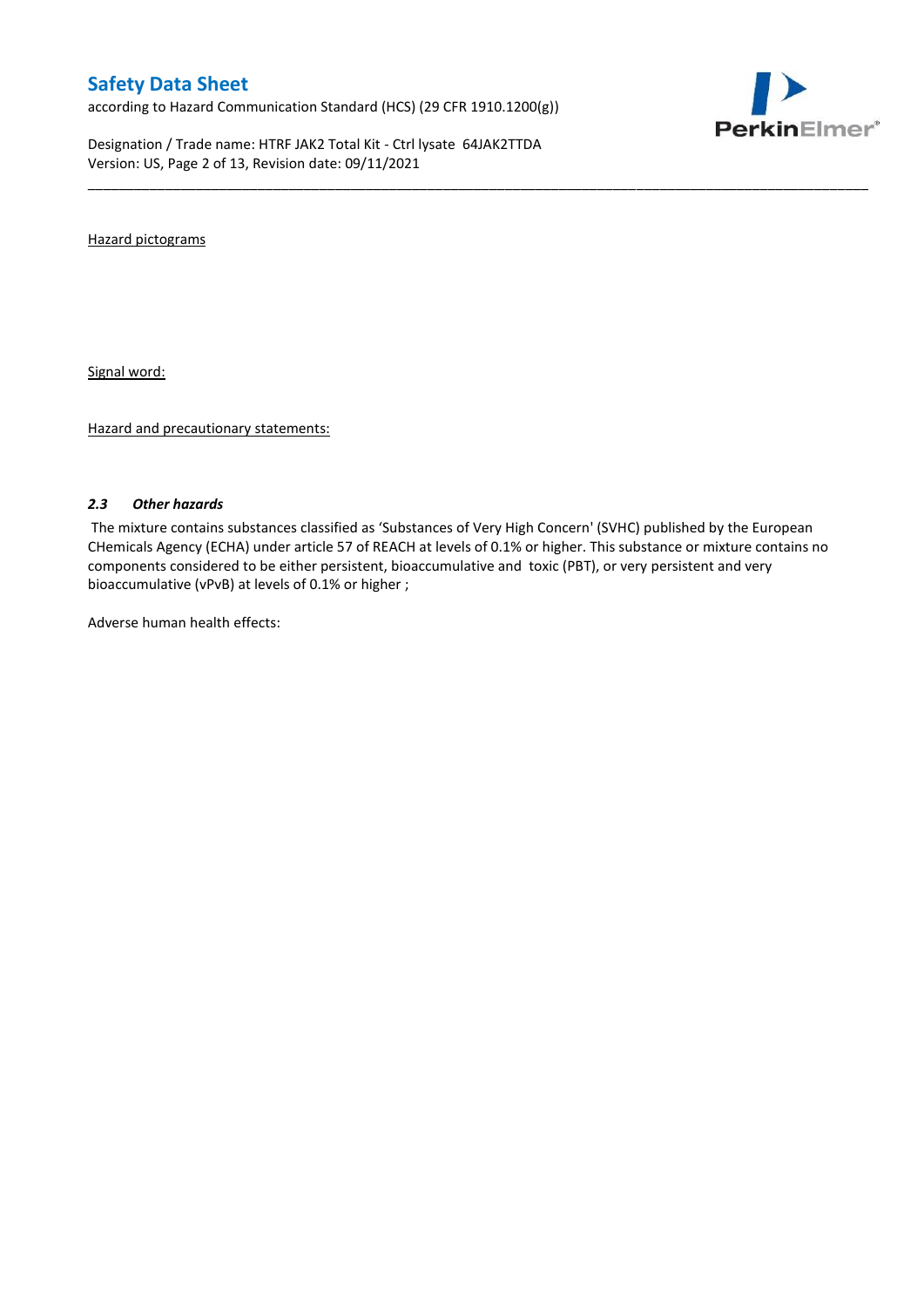Hazard pictograms

Signal word:

Hazard and precautionary statements:

### *2.3 Other hazards*

The mixture contains substances classified as 'Substances of Very High Concern' (SVHC) published by the European CHemicals Agency (ECHA) under article 57 of REACH at levels of 0.1% or higher. This substance or mixture contains no components considered to be either persistent, bioaccumulative and toxic (PBT), or very persistent and very bioaccumulative (vPvB) at levels of 0.1% or higher ;

Adverse human health effects: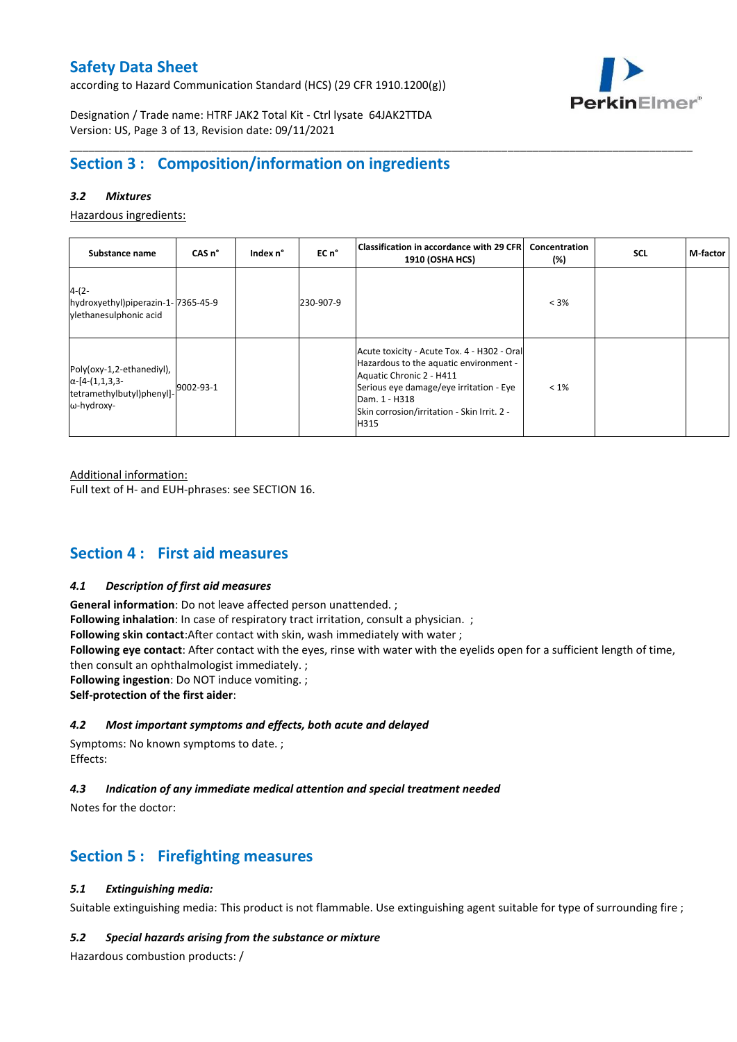## Section 3 : Composition/information on ingredients

### *3.2 Mixtures*

Hazardous ingredients:

| Substance name | CAS n° | Index n° | EC n° | Classification in accordance with 29 CFR 1910 (OSHA HCS) | Concentration (%) | SCL | M-factor |
|---|---|---|---|---|---|---|---|
| 4-(2-hydroxyethyl)piperazin-1-ylethanesulphonic acid | 7365-45-9 | | 230-907-9 | | < 3% | | |
| Poly(oxy-1,2-ethanediyl), α-[4-(1,1,3,3-tetramethylbutyl)phenyl]-ω-hydroxy- | 9002-93-1 | | | Acute toxicity - Acute Tox. 4 - H302 - Oral<br>Hazardous to the aquatic environment - Aquatic Chronic 2 - H411<br>Serious eye damage/eye irritation - Eye Dam. 1 - H318<br>Skin corrosion/irritation - Skin Irrit. 2 - H315 | < 1% | | |

Additional information:
Full text of H- and EUH-phrases: see SECTION 16.

## Section 4 : First aid measures

### *4.1 Description of first aid measures*

**General information**: Do not leave affected person unattended. ;
**Following inhalation**: In case of respiratory tract irritation, consult a physician. ;
**Following skin contact**:After contact with skin, wash immediately with water ;
**Following eye contact**: After contact with the eyes, rinse with water with the eyelids open for a sufficient length of time, then consult an ophthalmologist immediately. ;
**Following ingestion**: Do NOT induce vomiting. ;
**Self-protection of the first aider**:

### *4.2 Most important symptoms and effects, both acute and delayed*

Symptoms: No known symptoms to date. ;
Effects:

### *4.3 Indication of any immediate medical attention and special treatment needed*

Notes for the doctor:

## Section 5 : Firefighting measures

### *5.1 Extinguishing media:*

Suitable extinguishing media: This product is not flammable. Use extinguishing agent suitable for type of surrounding fire ;

### *5.2 Special hazards arising from the substance or mixture*

Hazardous combustion products: /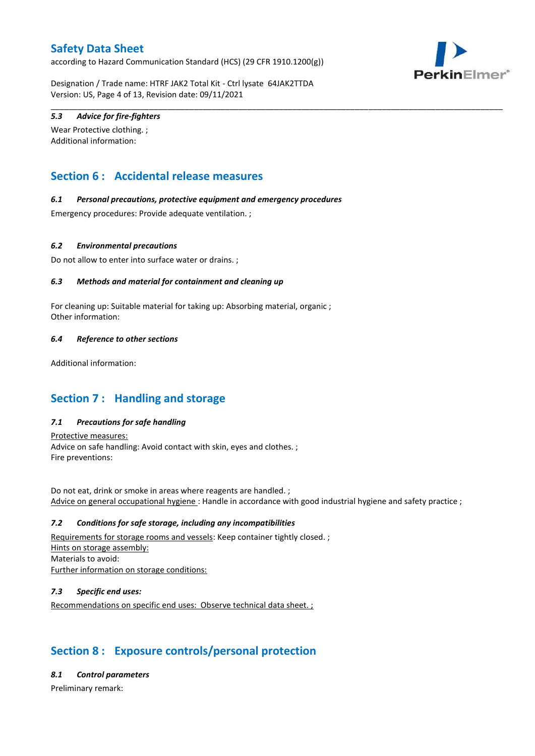#### 5.3 Advice for fire-fighters

Wear Protective clothing. ;
Additional information:

## Section 6 : Accidental release measures

#### 6.1 Personal precautions, protective equipment and emergency procedures

Emergency procedures: Provide adequate ventilation. ;

#### 6.2 Environmental precautions

Do not allow to enter into surface water or drains. ;

#### 6.3 Methods and material for containment and cleaning up

For cleaning up: Suitable material for taking up: Absorbing material, organic ;
Other information:

#### 6.4 Reference to other sections

Additional information:

## Section 7 : Handling and storage

#### 7.1 Precautions for safe handling

Protective measures:
Advice on safe handling: Avoid contact with skin, eyes and clothes. ;
Fire preventions:

Do not eat, drink or smoke in areas where reagents are handled. ;
Advice on general occupational hygiene : Handle in accordance with good industrial hygiene and safety practice ;

#### 7.2 Conditions for safe storage, including any incompatibilities

Requirements for storage rooms and vessels: Keep container tightly closed. ;
Hints on storage assembly:
Materials to avoid:
Further information on storage conditions:

#### 7.3 Specific end uses:

Recommendations on specific end uses: Observe technical data sheet. ;

## Section 8 : Exposure controls/personal protection

#### 8.1 Control parameters

Preliminary remark: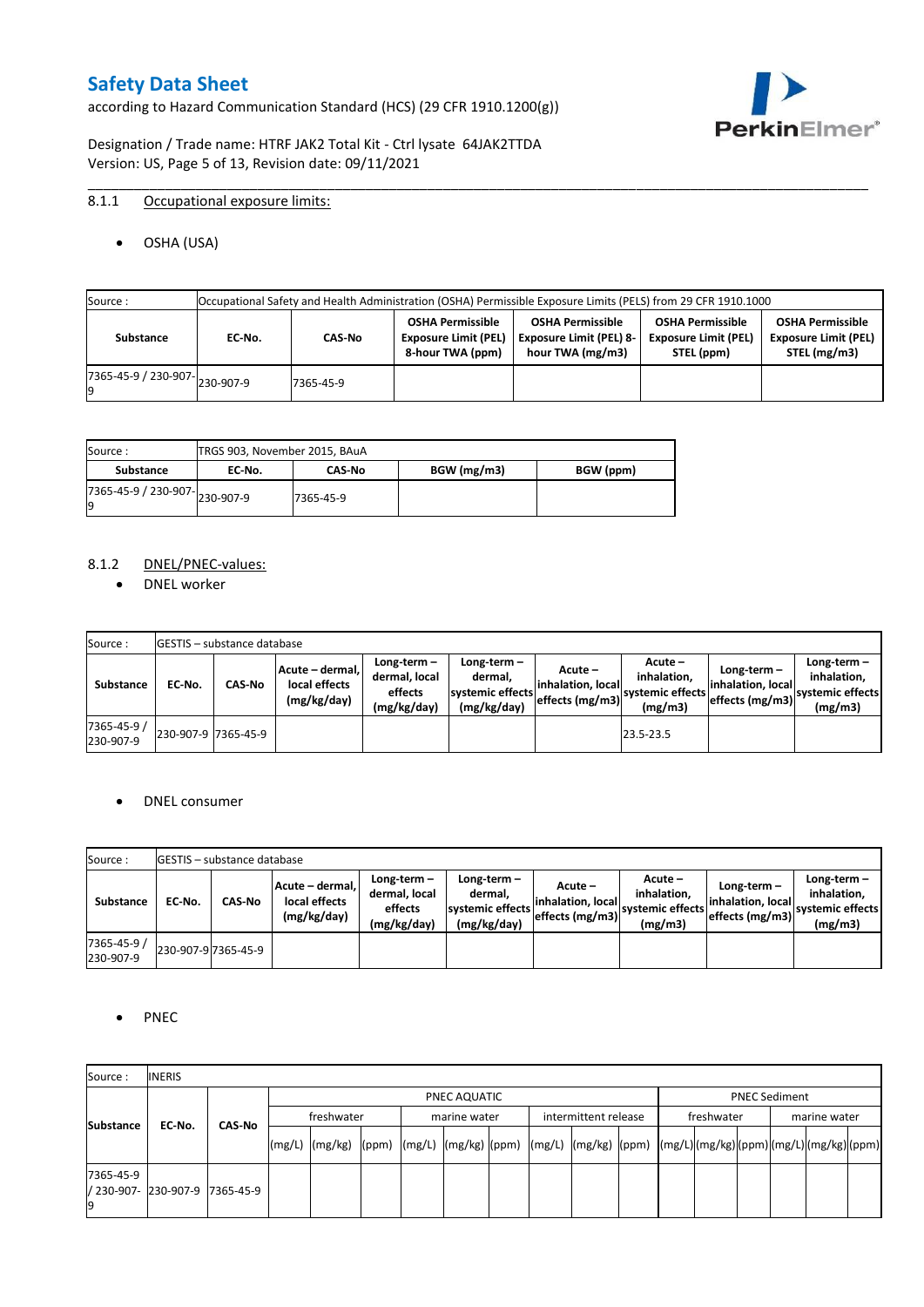8.1.1 Occupational exposure limits:

- OSHA (USA)

| Source : | Occupational Safety and Health Administration (OSHA) Permissible Exposure Limits (PELS) from 29 CFR 1910.1000 | | | | | |
|---|---|---|---|---|---|---|
| **Substance** | **EC-No.** | **CAS-No** | **OSHA Permissible Exposure Limit (PEL) 8-hour TWA (ppm)** | **OSHA Permissible Exposure Limit (PEL) 8-hour TWA (mg/m3)** | **OSHA Permissible Exposure Limit (PEL) STEL (ppm)** | **OSHA Permissible Exposure Limit (PEL) STEL (mg/m3)** |
| 7365-45-9 / 230-907-9 | 230-907-9 | 7365-45-9 | | | | |

| Source : | TRGS 903, November 2015, BAuA | | | |
|---|---|---|---|---|
| **Substance** | **EC-No.** | **CAS-No** | **BGW (mg/m3)** | **BGW (ppm)** |
| 7365-45-9 / 230-907-9 | 230-907-9 | 7365-45-9 | | |

8.1.2 DNEL/PNEC-values:

- DNEL worker

| Source : | GESTIS – substance database | | | | | | | | | |
|---|---|---|---|---|---|---|---|---|---|---|
| **Substance** | **EC-No.** | **CAS-No** | **Acute – dermal, local effects (mg/kg/day)** | **Long-term – dermal, local effects (mg/kg/day)** | **Long-term – dermal, systemic effects (mg/kg/day)** | **Acute – inhalation, local effects (mg/m3)** | **Acute – inhalation, systemic effects (mg/m3)** | **Long-term – inhalation, local effects (mg/m3)** | **Long-term – inhalation, systemic effects (mg/m3)** |
| 7365-45-9 / 230-907-9 | 230-907-9 | 7365-45-9 | | | | | 23.5-23.5 | | |

- DNEL consumer

| Source : | GESTIS – substance database | | | | | | | | |
|---|---|---|---|---|---|---|---|---|---|
| **Substance** | **EC-No.** | **CAS-No** | **Acute – dermal, local effects (mg/kg/day)** | **Long-term – dermal, local effects (mg/kg/day)** | **Long-term – dermal, systemic effects (mg/kg/day)** | **Acute – inhalation, local effects (mg/m3)** | **Acute – inhalation, systemic effects (mg/m3)** | **Long-term – inhalation, local effects (mg/m3)** | **Long-term – inhalation, systemic effects (mg/m3)** |
| 7365-45-9 / 230-907-9 | 230-907-9 | 7365-45-9 | | | | | | | |

- PNEC

| Source : | INERIS | | | | | | | | | | | | | | | | | |
|---|---|---|---|---|---|---|---|---|---|---|---|---|---|---|---|---|---|---|
| **Substance** | **EC-No.** | **CAS-No** | PNEC AQUATIC | | | | | | | | | PNEC Sediment | | | | | |
| | | | freshwater | | | marine water | | | intermittent release | | | freshwater | | | marine water | | |
| | | | (mg/L) | (mg/kg) | (ppm) | (mg/L) | (mg/kg) | (ppm) | (mg/L) | (mg/kg) | (ppm) | (mg/L) | (mg/kg) | (ppm) | (mg/L) | (mg/kg) | (ppm) |
| 7365-45-9 / 230-907-9 | 230-907-9 | 7365-45-9 | | | | | | | | | | | | | | | |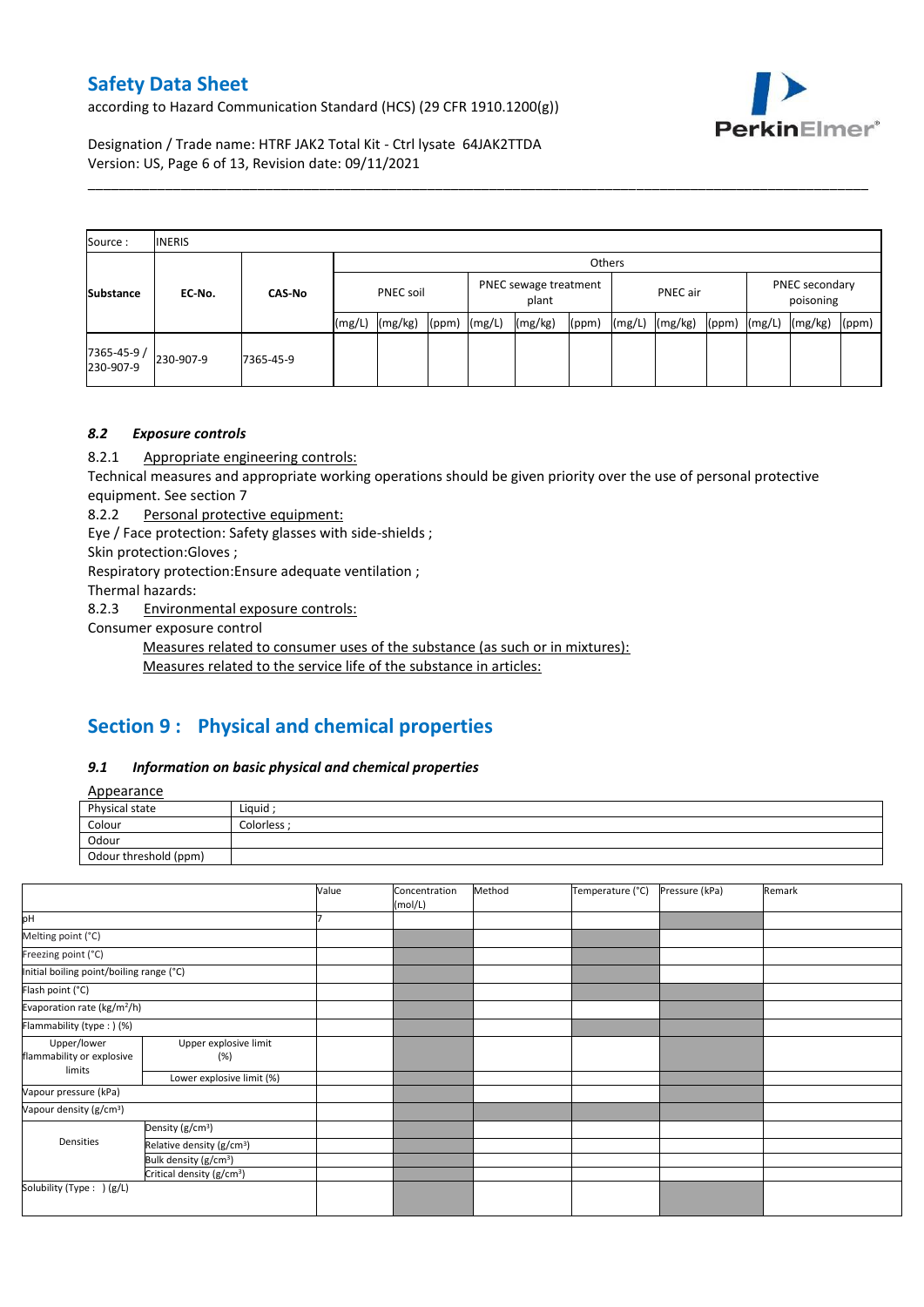| Source : | INERIS | | | | | | | | | | | | | |
|---|---|---|---|---|---|---|---|---|---|---|---|---|---|---|
| | | | Others | | | | | | | | | | | |
| Substance | EC-No. | CAS-No | PNEC soil | | | PNEC sewage treatment plant | | | PNEC air | | | PNEC secondary poisoning | | |
| | | | (mg/L) | (mg/kg) | (ppm) | (mg/L) | (mg/kg) | (ppm) | (mg/L) | (mg/kg) | (ppm) | (mg/L) | (mg/kg) | (ppm) |
| 7365-45-9 / 230-907-9 | 230-907-9 | 7365-45-9 | | | | | | | | | | | | |

### *8.2 Exposure controls*

8.2.1 Appropriate engineering controls:

Technical measures and appropriate working operations should be given priority over the use of personal protective equipment. See section 7

8.2.2 Personal protective equipment:

Eye / Face protection: Safety glasses with side-shields ;

Skin protection:Gloves ;

Respiratory protection:Ensure adequate ventilation ;

Thermal hazards:

8.2.3 Environmental exposure controls:

Consumer exposure control

Measures related to consumer uses of the substance (as such or in mixtures):

Measures related to the service life of the substance in articles:

## Section 9 : Physical and chemical properties

### *9.1 Information on basic physical and chemical properties*

Appearance

| Physical state | Liquid ; |
|---|---|
| Colour | Colorless ; |
| Odour | |
| Odour threshold (ppm) | |

| | | Value | Concentration (mol/L) | Method | Temperature (°C) | Pressure (kPa) | Remark |
|---|---|---|---|---|---|---|---|
| pH | | 7 | | | | | |
| Melting point (°C) | | | | | | | |
| Freezing point (°C) | | | | | | | |
| Initial boiling point/boiling range (°C) | | | | | | | |
| Flash point (°C) | | | | | | | |
| Evaporation rate (kg/m²/h) | | | | | | | |
| Flammability (type : ) (%) | | | | | | | |
| Upper/lower flammability or explosive limits | Upper explosive limit (%) | | | | | | |
| | Lower explosive limit (%) | | | | | | |
| Vapour pressure (kPa) | | | | | | | |
| Vapour density (g/cm³) | | | | | | | |
| Densities | Density (g/cm³) | | | | | | |
| | Relative density (g/cm³) | | | | | | |
| | Bulk density (g/cm³) | | | | | | |
| | Critical density (g/cm³) | | | | | | |
| Solubility (Type : ) (g/L) | | | | | | | |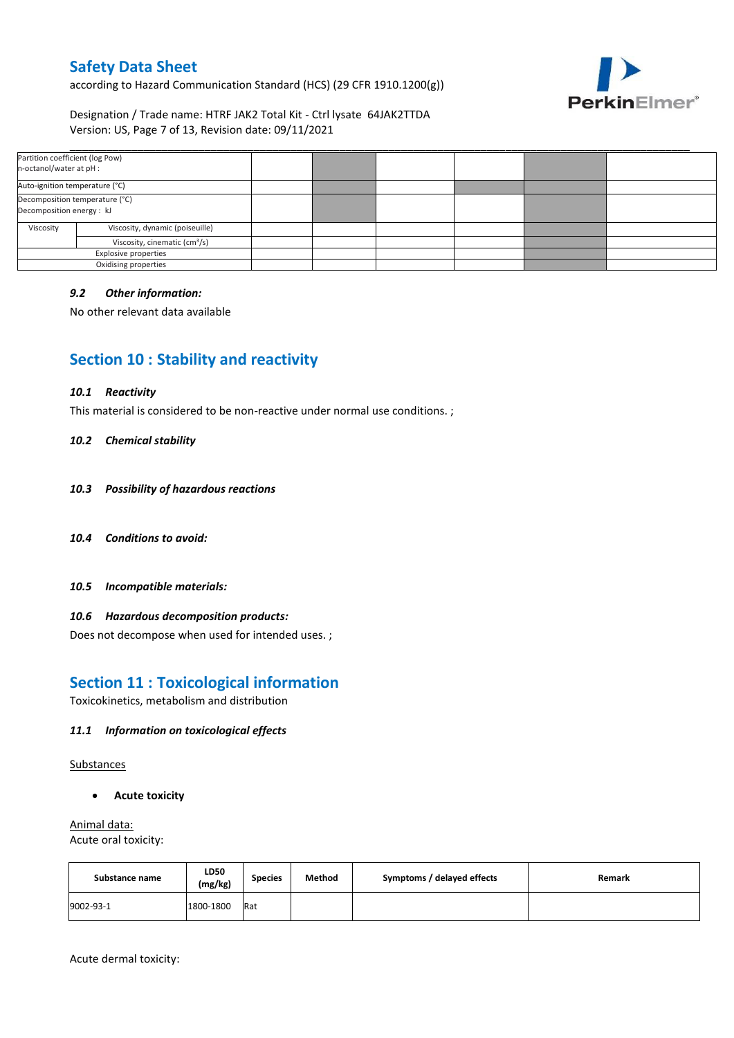| Partition coefficient (log Pow) n-octanol/water at pH : | | | | | | | |
|---|---|---|---|---|---|---|---|
| Auto-ignition temperature (°C) | | | | | | | |
| Decomposition temperature (°C) Decomposition energy : kJ | | | | | | | |
| Viscosity | Viscosity, dynamic (poiseuille) | | | | | | |
| | Viscosity, cinematic (cm³/s) | | | | | | |
| Explosive properties | | | | | | | |
| Oxidising properties | | | | | | | |

### *9.2 Other information:*

No other relevant data available

## Section 10 : Stability and reactivity

### *10.1 Reactivity*

This material is considered to be non-reactive under normal use conditions. ;

### *10.2 Chemical stability*

### *10.3 Possibility of hazardous reactions*

### *10.4 Conditions to avoid:*

### *10.5 Incompatible materials:*

### *10.6 Hazardous decomposition products:*

Does not decompose when used for intended uses. ;

## Section 11 : Toxicological information

Toxicokinetics, metabolism and distribution

### *11.1 Information on toxicological effects*

Substances

- **Acute toxicity**

Animal data:

Acute oral toxicity:

| Substance name | LD50 (mg/kg) | Species | Method | Symptoms / delayed effects | Remark |
|---|---|---|---|---|---|
| 9002-93-1 | 1800-1800 | Rat | | | |

Acute dermal toxicity: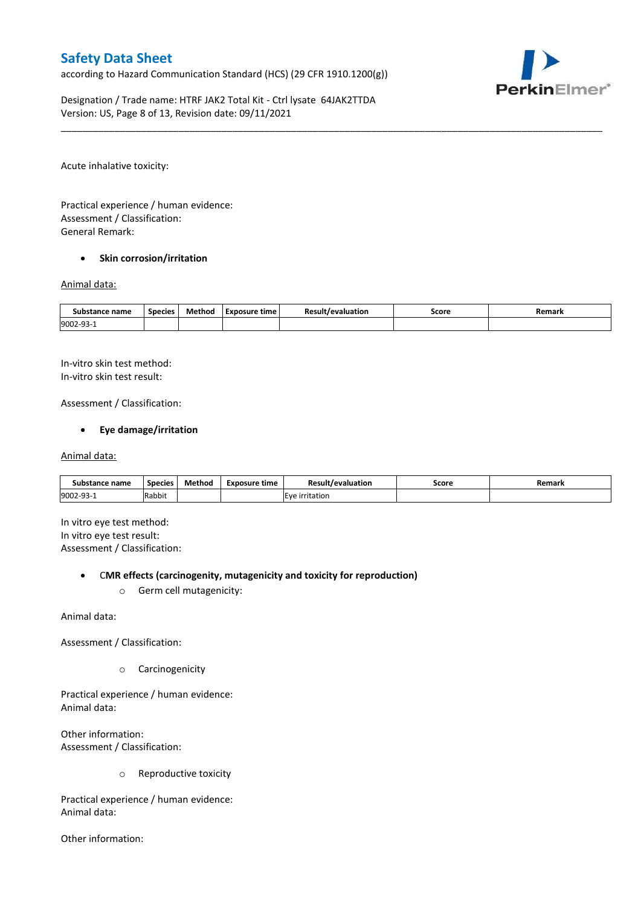Acute inhalative toxicity:

Practical experience / human evidence:
Assessment / Classification:
General Remark:

- **Skin corrosion/irritation**

Animal data:

| Substance name | Species | Method | Exposure time | Result/evaluation | Score | Remark |
|---|---|---|---|---|---|---|
| 9002-93-1 | | | | | | |

In-vitro skin test method:
In-vitro skin test result:

Assessment / Classification:

- **Eye damage/irritation**

Animal data:

| Substance name | Species | Method | Exposure time | Result/evaluation | Score | Remark |
|---|---|---|---|---|---|---|
| 9002-93-1 | Rabbit | | | Eye irritation | | |

In vitro eye test method:
In vitro eye test result:
Assessment / Classification:

- **CMR effects (carcinogenity, mutagenicity and toxicity for reproduction)**
  - Germ cell mutagenicity:

Animal data:

Assessment / Classification:

  - Carcinogenicity

Practical experience / human evidence:
Animal data:

Other information:
Assessment / Classification:

  - Reproductive toxicity

Practical experience / human evidence:
Animal data:

Other information: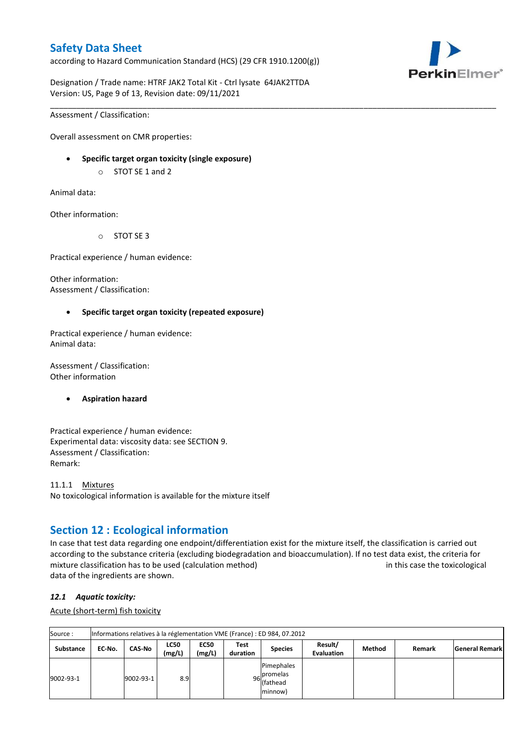Assessment / Classification:

Overall assessment on CMR properties:

- **Specific target organ toxicity (single exposure)**
    - STOT SE 1 and 2

Animal data:

Other information:

- STOT SE 3

Practical experience / human evidence:

Other information:
Assessment / Classification:

- **Specific target organ toxicity (repeated exposure)**

Practical experience / human evidence:
Animal data:

Assessment / Classification:
Other information

- **Aspiration hazard**

Practical experience / human evidence:
Experimental data: viscosity data: see SECTION 9.
Assessment / Classification:
Remark:

11.1.1 Mixtures
No toxicological information is available for the mixture itself

## Section 12 : Ecological information

In case that test data regarding one endpoint/differentiation exist for the mixture itself, the classification is carried out according to the substance criteria (excluding biodegradation and bioaccumulation). If no test data exist, the criteria for mixture classification has to be used (calculation method) in this case the toxicological data of the ingredients are shown.

### *12.1 Aquatic toxicity:*

Acute (short-term) fish toxicity

| Source : | Informations relatives à la réglementation VME (France) : ED 984, 07.2012 | | | | | | | | | |
|---|---|---|---|---|---|---|---|---|---|---|
| **Substance** | **EC-No.** | **CAS-No** | **LC50 (mg/L)** | **EC50 (mg/L)** | **Test duration** | **Species** | **Result/ Evaluation** | **Method** | **Remark** | **General Remark** |
| 9002-93-1 | | 9002-93-1 | 8.9 | | 96 | Pimephales promelas (fathead minnow) | | | | |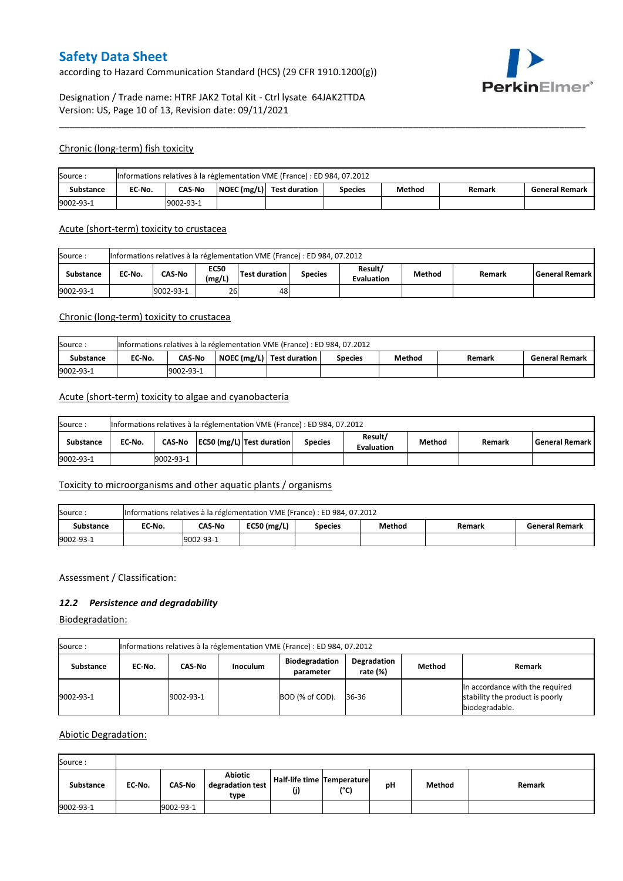### Chronic (long-term) fish toxicity

| Source : | Informations relatives à la réglementation VME (France) : ED 984, 07.2012 | | | | | | | |
|---|---|---|---|---|---|---|---|---|
| **Substance** | **EC-No.** | **CAS-No** | **NOEC (mg/L)** | **Test duration** | **Species** | **Method** | **Remark** | **General Remark** |
| 9002-93-1 | | 9002-93-1 | | | | | | |

### Acute (short-term) toxicity to crustacea

| Source : | Informations relatives à la réglementation VME (France) : ED 984, 07.2012 | | | | | | | | |
|---|---|---|---|---|---|---|---|---|---|
| **Substance** | **EC-No.** | **CAS-No** | **EC50 (mg/L)** | **Test duration** | **Species** | **Result/ Evaluation** | **Method** | **Remark** | **General Remark** |
| 9002-93-1 | | 9002-93-1 | 26 | 48 | | | | | |

### Chronic (long-term) toxicity to crustacea

| Source : | Informations relatives à la réglementation VME (France) : ED 984, 07.2012 | | | | | | | |
|---|---|---|---|---|---|---|---|---|
| **Substance** | **EC-No.** | **CAS-No** | **NOEC (mg/L)** | **Test duration** | **Species** | **Method** | **Remark** | **General Remark** |
| 9002-93-1 | | 9002-93-1 | | | | | | |

### Acute (short-term) toxicity to algae and cyanobacteria

| Source : | Informations relatives à la réglementation VME (France) : ED 984, 07.2012 | | | | | | | | |
|---|---|---|---|---|---|---|---|---|---|
| **Substance** | **EC-No.** | **CAS-No** | **EC50 (mg/L)** | **Test duration** | **Species** | **Result/ Evaluation** | **Method** | **Remark** | **General Remark** |
| 9002-93-1 | | 9002-93-1 | | | | | | | |

### Toxicity to microorganisms and other aquatic plants / organisms

| Source : | Informations relatives à la réglementation VME (France) : ED 984, 07.2012 | | | | | | |
|---|---|---|---|---|---|---|---|
| **Substance** | **EC-No.** | **CAS-No** | **EC50 (mg/L)** | **Species** | **Method** | **Remark** | **General Remark** |
| 9002-93-1 | | 9002-93-1 | | | | | |

Assessment / Classification:

## *12.2 Persistence and degradability*

### Biodegradation:

| Source : | Informations relatives à la réglementation VME (France) : ED 984, 07.2012 | | | | | | |
|---|---|---|---|---|---|---|---|
| **Substance** | **EC-No.** | **CAS-No** | **Inoculum** | **Biodegradation parameter** | **Degradation rate (%)** | **Method** | **Remark** |
| 9002-93-1 | | 9002-93-1 | | BOD (% of COD). | 36-36 | | In accordance with the required stability the product is poorly biodegradable. |

### Abiotic Degradation:

| Source : | | | | | | | | |
|---|---|---|---|---|---|---|---|---|
| **Substance** | **EC-No.** | **CAS-No** | **Abiotic degradation test type** | **Half-life time (j)** | **Temperature (°C)** | **pH** | **Method** | **Remark** |
| 9002-93-1 | | 9002-93-1 | | | | | | |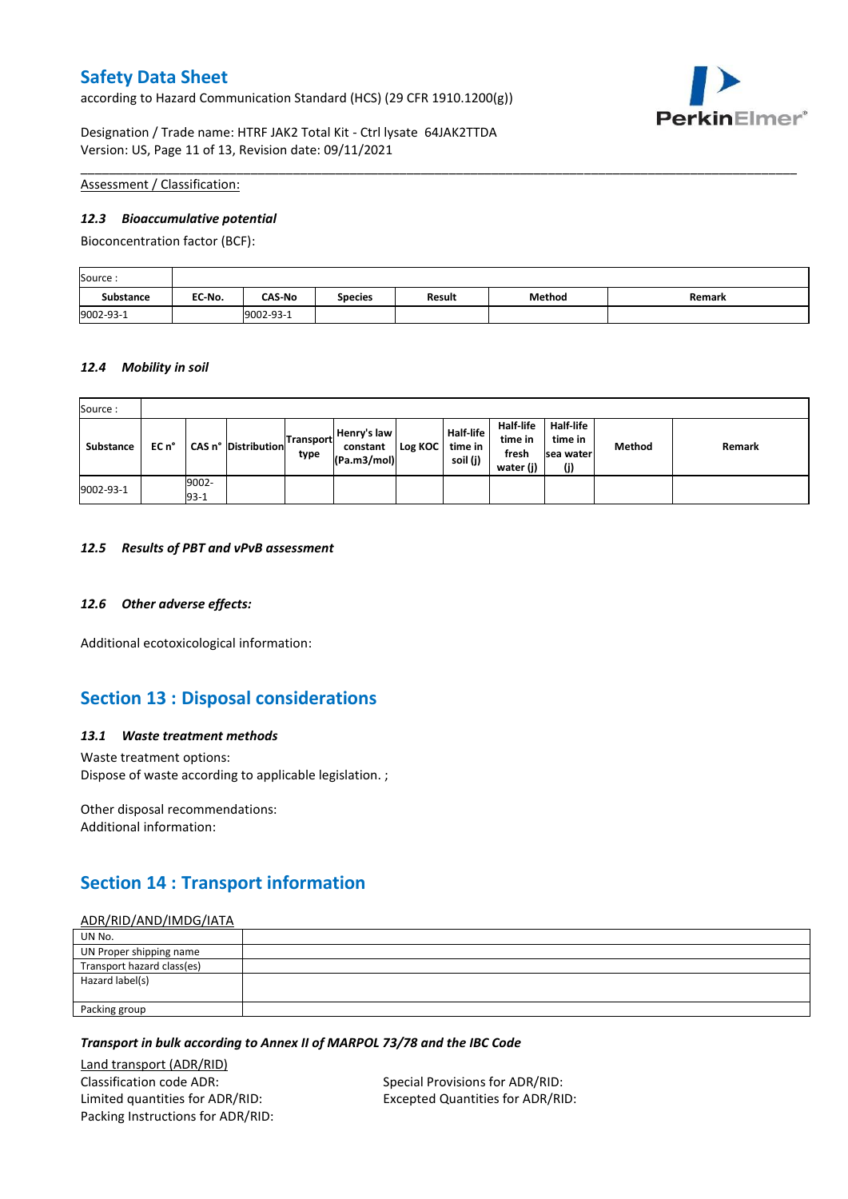Assessment / Classification:

### *12.3 Bioaccumulative potential*

Bioconcentration factor (BCF):

| Source : | | | | | | |
|---|---|---|---|---|---|---|
| **Substance** | **EC-No.** | **CAS-No** | **Species** | **Result** | **Method** | **Remark** |
| 9002-93-1 | | 9002-93-1 | | | | |

### *12.4 Mobility in soil*

| Source : | | | | | | | | | | | |
|---|---|---|---|---|---|---|---|---|---|---|---|
| **Substance** | **EC n°** | **CAS n°** | **Distribution** | **Transport type** | **Henry's law constant (Pa.m3/mol)** | **Log KOC** | **Half-life time in soil (j)** | **Half-life time in fresh water (j)** | **Half-life time in sea water (j)** | **Method** | **Remark** |
| 9002-93-1 | | 9002-93-1 | | | | | | | | | |

### *12.5 Results of PBT and vPvB assessment*

### *12.6 Other adverse effects:*

Additional ecotoxicological information:

## Section 13 : Disposal considerations

### *13.1 Waste treatment methods*

Waste treatment options:
Dispose of waste according to applicable legislation. ;

Other disposal recommendations:
Additional information:

## Section 14 : Transport information

ADR/RID/AND/IMDG/IATA

| UN No. | |
|---|---|
| UN Proper shipping name | |
| Transport hazard class(es) | |
| Hazard label(s) | |
| Packing group | |

***Transport in bulk according to Annex II of MARPOL 73/78 and the IBC Code***

Land transport (ADR/RID)

Classification code ADR:
Limited quantities for ADR/RID:
Packing Instructions for ADR/RID:

Special Provisions for ADR/RID:
Excepted Quantities for ADR/RID: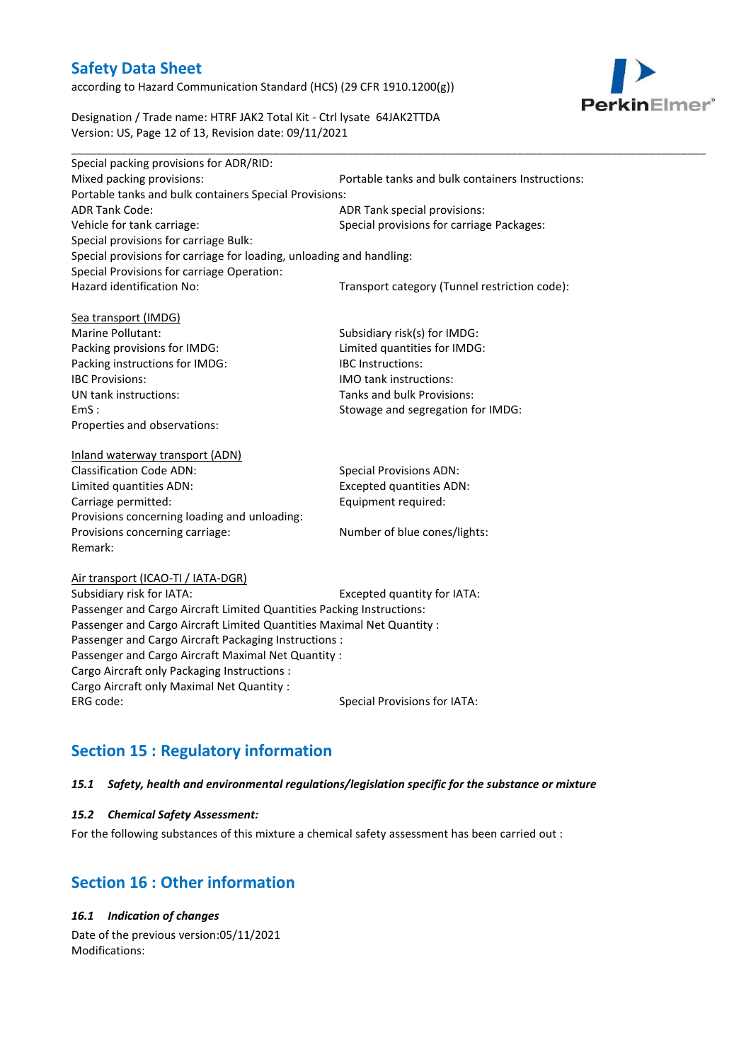Special packing provisions for ADR/RID:

Mixed packing provisions: Portable tanks and bulk containers Instructions:

Portable tanks and bulk containers Special Provisions:

ADR Tank Code: ADR Tank special provisions:

Vehicle for tank carriage: Special provisions for carriage Packages:

Special provisions for carriage Bulk:

Special provisions for carriage for loading, unloading and handling:

Special Provisions for carriage Operation:

Hazard identification No: Transport category (Tunnel restriction code):

Sea transport (IMDG)

Marine Pollutant: Subsidiary risk(s) for IMDG:

Packing provisions for IMDG: Limited quantities for IMDG:

Packing instructions for IMDG: IBC Instructions:

IBC Provisions: IMO tank instructions:

UN tank instructions: Tanks and bulk Provisions:

EmS : Stowage and segregation for IMDG:

Properties and observations:

Inland waterway transport (ADN)

Classification Code ADN: Special Provisions ADN:

Limited quantities ADN: Excepted quantities ADN:

Carriage permitted: Equipment required:

Provisions concerning loading and unloading:

Provisions concerning carriage: Number of blue cones/lights:

Remark:

Air transport (ICAO-TI / IATA-DGR)

Subsidiary risk for IATA: Excepted quantity for IATA:

Passenger and Cargo Aircraft Limited Quantities Packing Instructions:

Passenger and Cargo Aircraft Limited Quantities Maximal Net Quantity :

Passenger and Cargo Aircraft Packaging Instructions :

Passenger and Cargo Aircraft Maximal Net Quantity :

Cargo Aircraft only Packaging Instructions :

Cargo Aircraft only Maximal Net Quantity :

ERG code: Special Provisions for IATA:

## Section 15 : Regulatory information

***15.1 Safety, health and environmental regulations/legislation specific for the substance or mixture***

***15.2 Chemical Safety Assessment:***

For the following substances of this mixture a chemical safety assessment has been carried out :

## Section 16 : Other information

***16.1 Indication of changes***

Date of the previous version:05/11/2021

Modifications: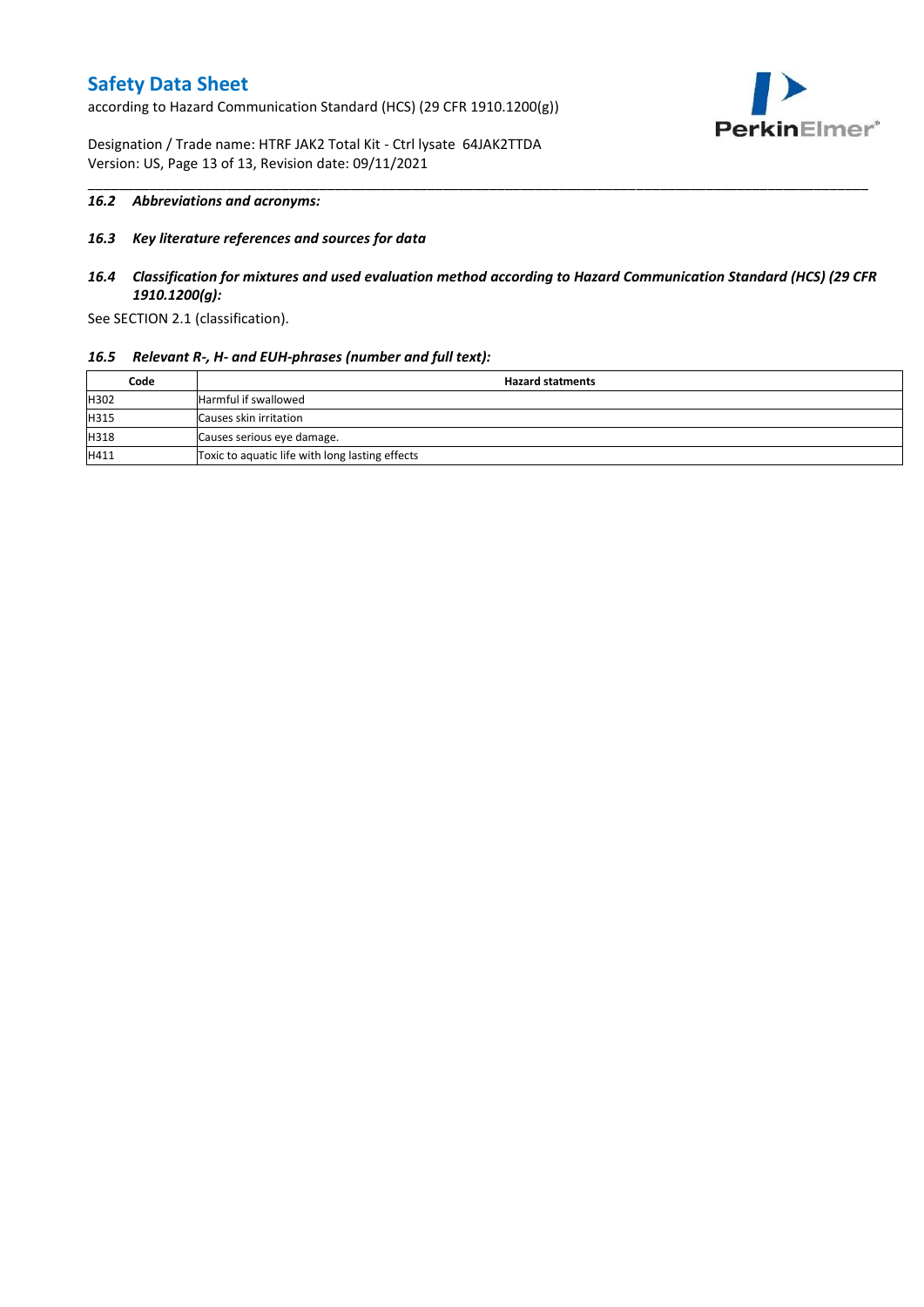### 16.2 Abbreviations and acronyms:

### 16.3 Key literature references and sources for data

### 16.4 Classification for mixtures and used evaluation method according to Hazard Communication Standard (HCS) (29 CFR 1910.1200(g):

See SECTION 2.1 (classification).

### 16.5 Relevant R-, H- and EUH-phrases (number and full text):

| Code | Hazard statments |
|---|---|
| H302 | Harmful if swallowed |
| H315 | Causes skin irritation |
| H318 | Causes serious eye damage. |
| H411 | Toxic to aquatic life with long lasting effects |